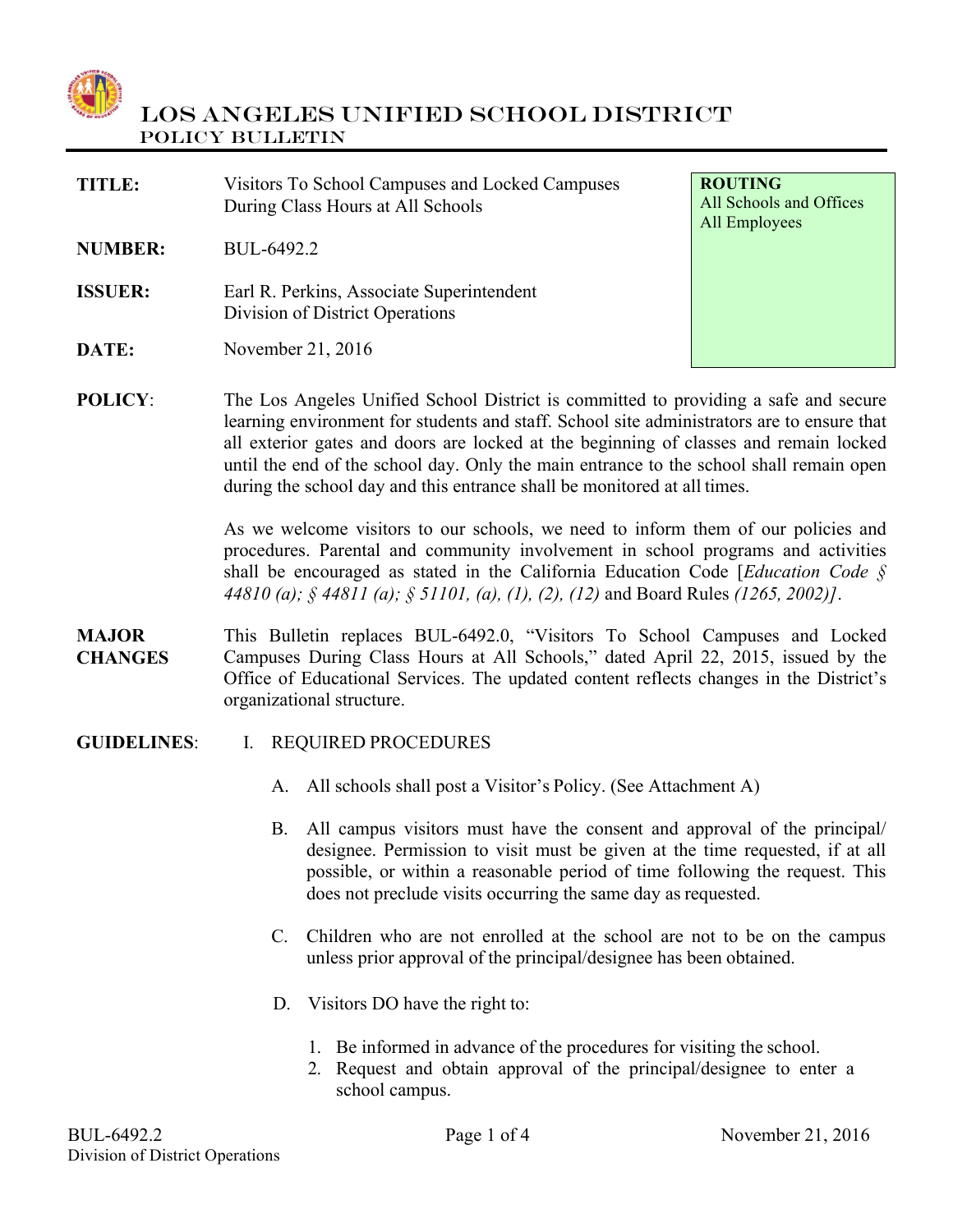# LOS ANGELES UNIFIED SCHOOL DISTRICT
## POLICY BULLETIN

| | | |
|---|---|---|
| **TITLE:** | Visitors To School Campuses and Locked Campuses During Class Hours at All Schools | **ROUTING** All Schools and Offices All Employees |
| **NUMBER:** | BUL-6492.2 | |
| **ISSUER:** | Earl R. Perkins, Associate Superintendent Division of District Operations | |
| **DATE:** | November 21, 2016 | |

**POLICY**: The Los Angeles Unified School District is committed to providing a safe and secure learning environment for students and staff. School site administrators are to ensure that all exterior gates and doors are locked at the beginning of classes and remain locked until the end of the school day. Only the main entrance to the school shall remain open during the school day and this entrance shall be monitored at all times.

As we welcome visitors to our schools, we need to inform them of our policies and procedures. Parental and community involvement in school programs and activities shall be encouraged as stated in the California Education Code [*Education Code § 44810 (a); § 44811 (a); § 51101, (a), (1), (2), (12)* and Board Rules *(1265, 2002)]*.

**MAJOR CHANGES**: This Bulletin replaces BUL-6492.0, "Visitors To School Campuses and Locked Campuses During Class Hours at All Schools," dated April 22, 2015, issued by the Office of Educational Services. The updated content reflects changes in the District's organizational structure.

**GUIDELINES**:

I. REQUIRED PROCEDURES

A. All schools shall post a Visitor's Policy. (See Attachment A)

B. All campus visitors must have the consent and approval of the principal/ designee. Permission to visit must be given at the time requested, if at all possible, or within a reasonable period of time following the request. This does not preclude visits occurring the same day as requested.

C. Children who are not enrolled at the school are not to be on the campus unless prior approval of the principal/designee has been obtained.

D. Visitors DO have the right to:

1. Be informed in advance of the procedures for visiting the school.
2. Request and obtain approval of the principal/designee to enter a school campus.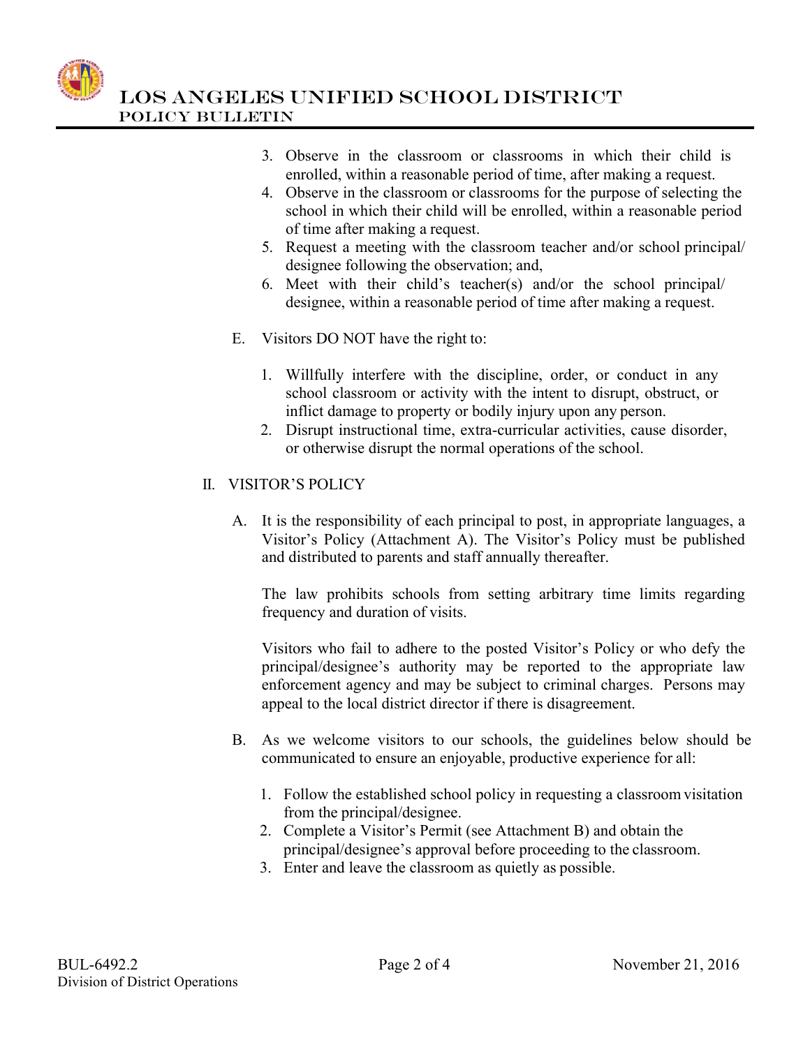3. Observe in the classroom or classrooms in which their child is enrolled, within a reasonable period of time, after making a request.
4. Observe in the classroom or classrooms for the purpose of selecting the school in which their child will be enrolled, within a reasonable period of time after making a request.
5. Request a meeting with the classroom teacher and/or school principal/ designee following the observation; and,
6. Meet with their child's teacher(s) and/or the school principal/ designee, within a reasonable period of time after making a request.

E. Visitors DO NOT have the right to:

1. Willfully interfere with the discipline, order, or conduct in any school classroom or activity with the intent to disrupt, obstruct, or inflict damage to property or bodily injury upon any person.
2. Disrupt instructional time, extra-curricular activities, cause disorder, or otherwise disrupt the normal operations of the school.

## II. VISITOR'S POLICY

A. It is the responsibility of each principal to post, in appropriate languages, a Visitor's Policy (Attachment A). The Visitor's Policy must be published and distributed to parents and staff annually thereafter.

The law prohibits schools from setting arbitrary time limits regarding frequency and duration of visits.

Visitors who fail to adhere to the posted Visitor's Policy or who defy the principal/designee's authority may be reported to the appropriate law enforcement agency and may be subject to criminal charges. Persons may appeal to the local district director if there is disagreement.

B. As we welcome visitors to our schools, the guidelines below should be communicated to ensure an enjoyable, productive experience for all:

1. Follow the established school policy in requesting a classroom visitation from the principal/designee.
2. Complete a Visitor's Permit (see Attachment B) and obtain the principal/designee's approval before proceeding to the classroom.
3. Enter and leave the classroom as quietly as possible.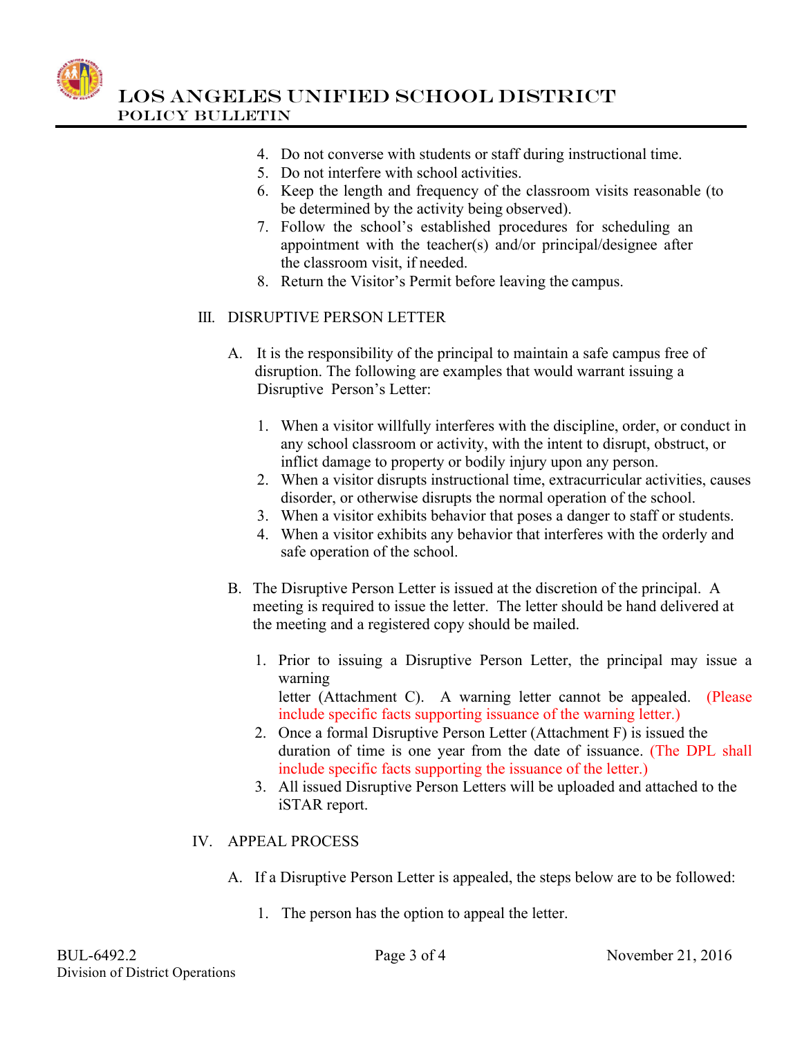4. Do not converse with students or staff during instructional time.
5. Do not interfere with school activities.
6. Keep the length and frequency of the classroom visits reasonable (to be determined by the activity being observed).
7. Follow the school's established procedures for scheduling an appointment with the teacher(s) and/or principal/designee after the classroom visit, if needed.
8. Return the Visitor's Permit before leaving the campus.

## III. DISRUPTIVE PERSON LETTER

A. It is the responsibility of the principal to maintain a safe campus free of disruption. The following are examples that would warrant issuing a Disruptive Person's Letter:

1. When a visitor willfully interferes with the discipline, order, or conduct in any school classroom or activity, with the intent to disrupt, obstruct, or inflict damage to property or bodily injury upon any person.
2. When a visitor disrupts instructional time, extracurricular activities, causes disorder, or otherwise disrupts the normal operation of the school.
3. When a visitor exhibits behavior that poses a danger to staff or students.
4. When a visitor exhibits any behavior that interferes with the orderly and safe operation of the school.

B. The Disruptive Person Letter is issued at the discretion of the principal. A meeting is required to issue the letter. The letter should be hand delivered at the meeting and a registered copy should be mailed.

1. Prior to issuing a Disruptive Person Letter, the principal may issue a warning letter (Attachment C). A warning letter cannot be appealed. (Please include specific facts supporting issuance of the warning letter.)
2. Once a formal Disruptive Person Letter (Attachment F) is issued the duration of time is one year from the date of issuance. (The DPL shall include specific facts supporting the issuance of the letter.)
3. All issued Disruptive Person Letters will be uploaded and attached to the iSTAR report.

## IV. APPEAL PROCESS

A. If a Disruptive Person Letter is appealed, the steps below are to be followed:

1. The person has the option to appeal the letter.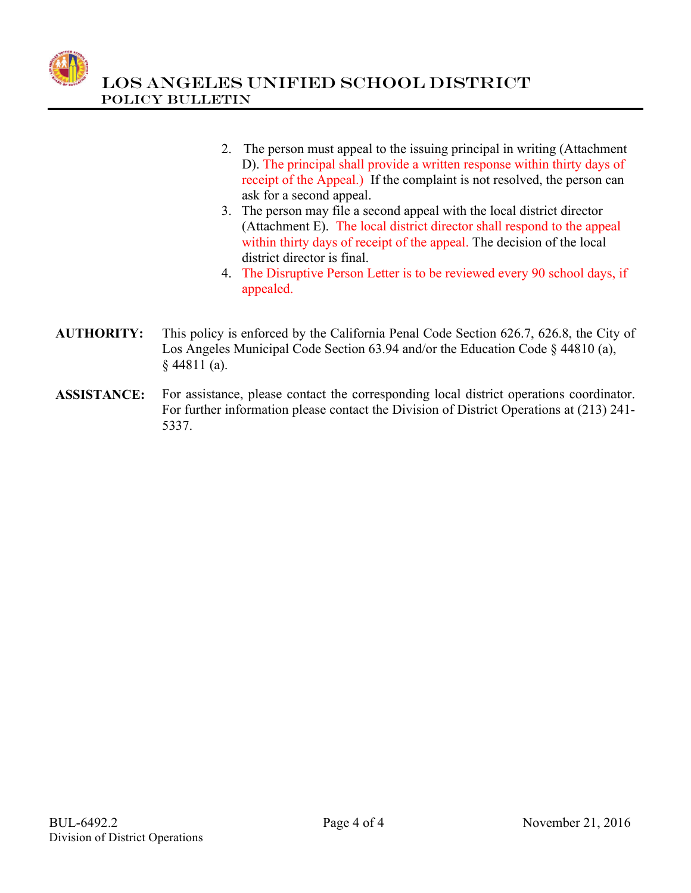2. The person must appeal to the issuing principal in writing (Attachment D). The principal shall provide a written response within thirty days of receipt of the Appeal.) If the complaint is not resolved, the person can ask for a second appeal.
3. The person may file a second appeal with the local district director (Attachment E). The local district director shall respond to the appeal within thirty days of receipt of the appeal. The decision of the local district director is final.
4. The Disruptive Person Letter is to be reviewed every 90 school days, if appealed.

**AUTHORITY:** This policy is enforced by the California Penal Code Section 626.7, 626.8, the City of Los Angeles Municipal Code Section 63.94 and/or the Education Code § 44810 (a), § 44811 (a).

**ASSISTANCE:** For assistance, please contact the corresponding local district operations coordinator. For further information please contact the Division of District Operations at (213) 241-5337.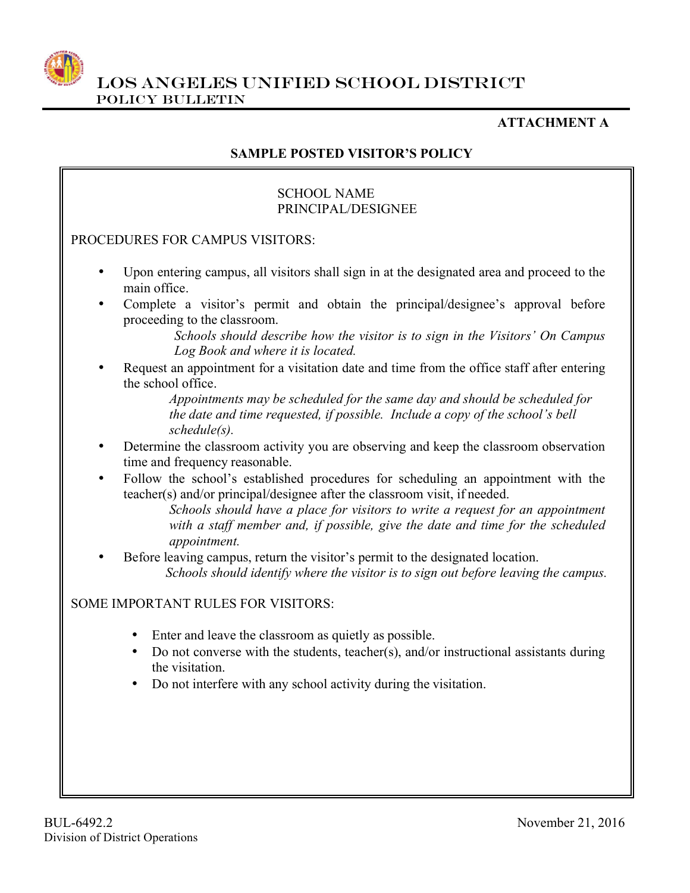# LOS ANGELES UNIFIED SCHOOL DISTRICT
POLICY BULLETIN

**ATTACHMENT A**

**SAMPLE POSTED VISITOR'S POLICY**

SCHOOL NAME
PRINCIPAL/DESIGNEE

PROCEDURES FOR CAMPUS VISITORS:

- Upon entering campus, all visitors shall sign in at the designated area and proceed to the main office.
- Complete a visitor's permit and obtain the principal/designee's approval before proceeding to the classroom.
  *Schools should describe how the visitor is to sign in the Visitors' On Campus Log Book and where it is located.*
- Request an appointment for a visitation date and time from the office staff after entering the school office.
  *Appointments may be scheduled for the same day and should be scheduled for the date and time requested, if possible. Include a copy of the school's bell schedule(s).*
- Determine the classroom activity you are observing and keep the classroom observation time and frequency reasonable.
- Follow the school's established procedures for scheduling an appointment with the teacher(s) and/or principal/designee after the classroom visit, if needed.
  *Schools should have a place for visitors to write a request for an appointment with a staff member and, if possible, give the date and time for the scheduled appointment.*
- Before leaving campus, return the visitor's permit to the designated location.
  *Schools should identify where the visitor is to sign out before leaving the campus.*

SOME IMPORTANT RULES FOR VISITORS:

- Enter and leave the classroom as quietly as possible.
- Do not converse with the students, teacher(s), and/or instructional assistants during the visitation.
- Do not interfere with any school activity during the visitation.

BUL-6492.2
Division of District Operations

November 21, 2016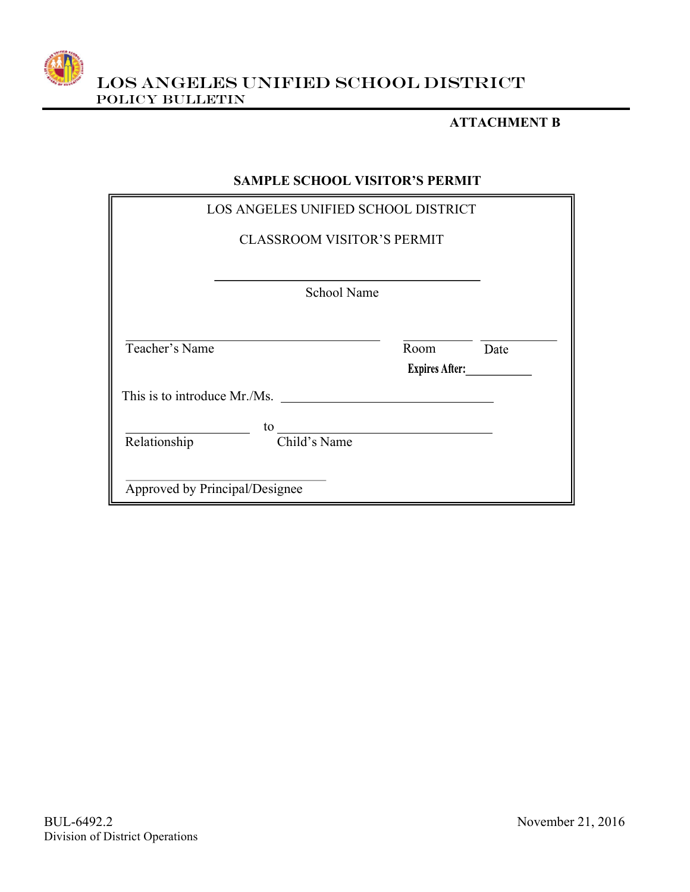**ATTACHMENT B**

**SAMPLE SCHOOL VISITOR'S PERMIT**

LOS ANGELES UNIFIED SCHOOL DISTRICT

CLASSROOM VISITOR'S PERMIT

\_\_\_\_\_\_\_\_\_\_\_\_\_\_\_\_\_\_\_\_\_\_\_\_\_\_\_\_\_\_\_\_\_\_\_\_\_\_\_\_

School Name

\_\_\_\_\_\_\_\_\_\_\_\_\_\_\_\_\_\_\_\_\_\_\_\_\_\_\_\_\_\_\_\_\_\_\_\_\_\_\_\_ \_\_\_\_\_\_\_\_\_\_\_ \_\_\_\_\_\_\_\_\_\_\_\_

Teacher's Name Room Date

**Expires After:**\_\_\_\_\_\_\_\_\_\_\_

This is to introduce Mr./Ms. \_\_\_\_\_\_\_\_\_\_\_\_\_\_\_\_\_\_\_\_\_\_\_\_\_\_\_\_\_\_\_\_

\_\_\_\_\_\_\_\_\_\_\_\_\_\_\_\_\_\_\_ to \_\_\_\_\_\_\_\_\_\_\_\_\_\_\_\_\_\_\_\_\_\_\_\_\_\_\_\_\_\_\_\_

Relationship Child's Name

\_\_\_\_\_\_\_\_\_\_\_\_\_\_\_\_\_\_\_\_\_\_\_\_\_\_\_\_\_\_

Approved by Principal/Designee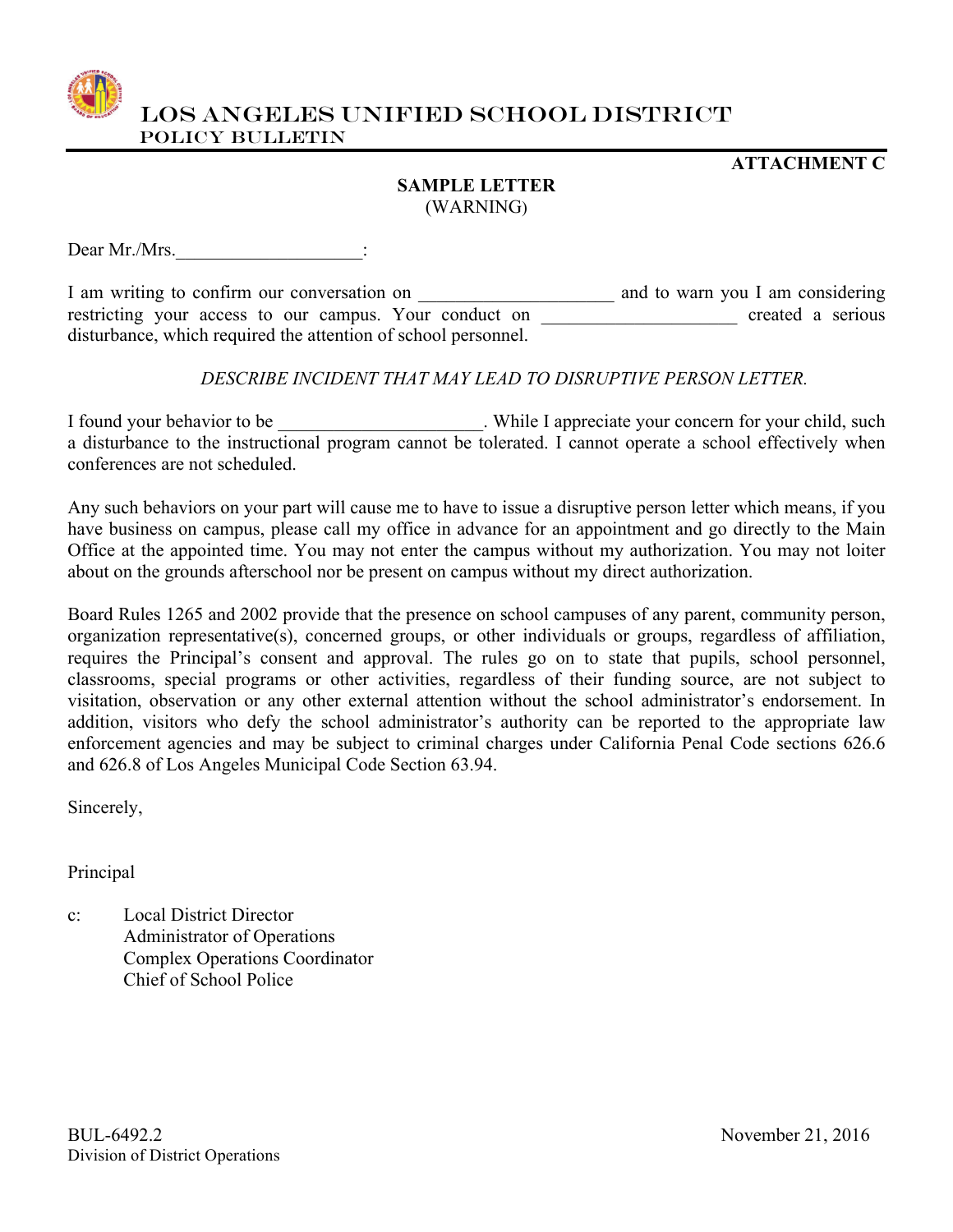# LOS ANGELES UNIFIED SCHOOL DISTRICT
## POLICY BULLETIN

**ATTACHMENT C**

**SAMPLE LETTER**
(WARNING)

Dear Mr./Mrs.____________________:

I am writing to confirm our conversation on ____________________ and to warn you I am considering restricting your access to our campus. Your conduct on ____________________ created a serious disturbance, which required the attention of school personnel.

*DESCRIBE INCIDENT THAT MAY LEAD TO DISRUPTIVE PERSON LETTER.*

I found your behavior to be ______________________. While I appreciate your concern for your child, such a disturbance to the instructional program cannot be tolerated. I cannot operate a school effectively when conferences are not scheduled.

Any such behaviors on your part will cause me to have to issue a disruptive person letter which means, if you have business on campus, please call my office in advance for an appointment and go directly to the Main Office at the appointed time. You may not enter the campus without my authorization. You may not loiter about on the grounds afterschool nor be present on campus without my direct authorization.

Board Rules 1265 and 2002 provide that the presence on school campuses of any parent, community person, organization representative(s), concerned groups, or other individuals or groups, regardless of affiliation, requires the Principal's consent and approval. The rules go on to state that pupils, school personnel, classrooms, special programs or other activities, regardless of their funding source, are not subject to visitation, observation or any other external attention without the school administrator's endorsement. In addition, visitors who defy the school administrator's authority can be reported to the appropriate law enforcement agencies and may be subject to criminal charges under California Penal Code sections 626.6 and 626.8 of Los Angeles Municipal Code Section 63.94.

Sincerely,

Principal

c: Local District Director
Administrator of Operations
Complex Operations Coordinator
Chief of School Police

BUL-6492.2
Division of District Operations

November 21, 2016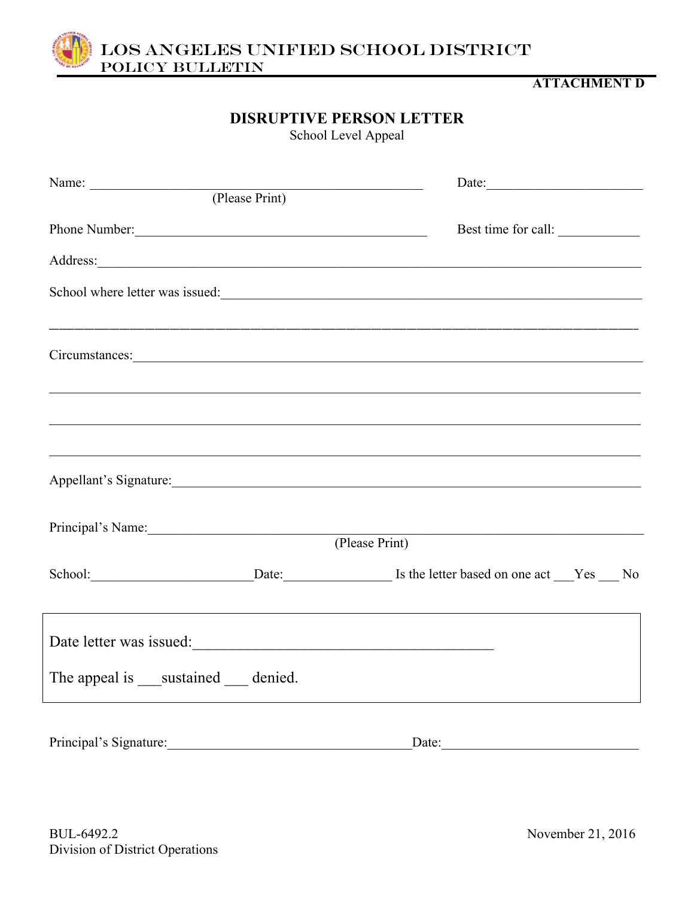LOS ANGELES UNIFIED SCHOOL DISTRICT
POLICY BULLETIN

ATTACHMENT D

## DISRUPTIVE PERSON LETTER

School Level Appeal

Name: ______________________________________________ Date: ______________________
(Please Print)

Phone Number: ________________________________________ Best time for call: ____________

Address: _________________________________________________________________________

School where letter was issued: _______________________________________________________

_________________________________________________________________________________

Circumstances: ____________________________________________________________________

_________________________________________________________________________________

_________________________________________________________________________________

_________________________________________________________________________________

Appellant's Signature: ______________________________________________________________

Principal's Name: _________________________________________________________________
(Please Print)

School: _______________________ Date: _______________ Is the letter based on one act ___Yes ___ No

Date letter was issued: ____________________________________

The appeal is ___sustained ___ denied.

Principal's Signature: ___________________________________ Date: ____________________________

BUL-6492.2
Division of District Operations

November 21, 2016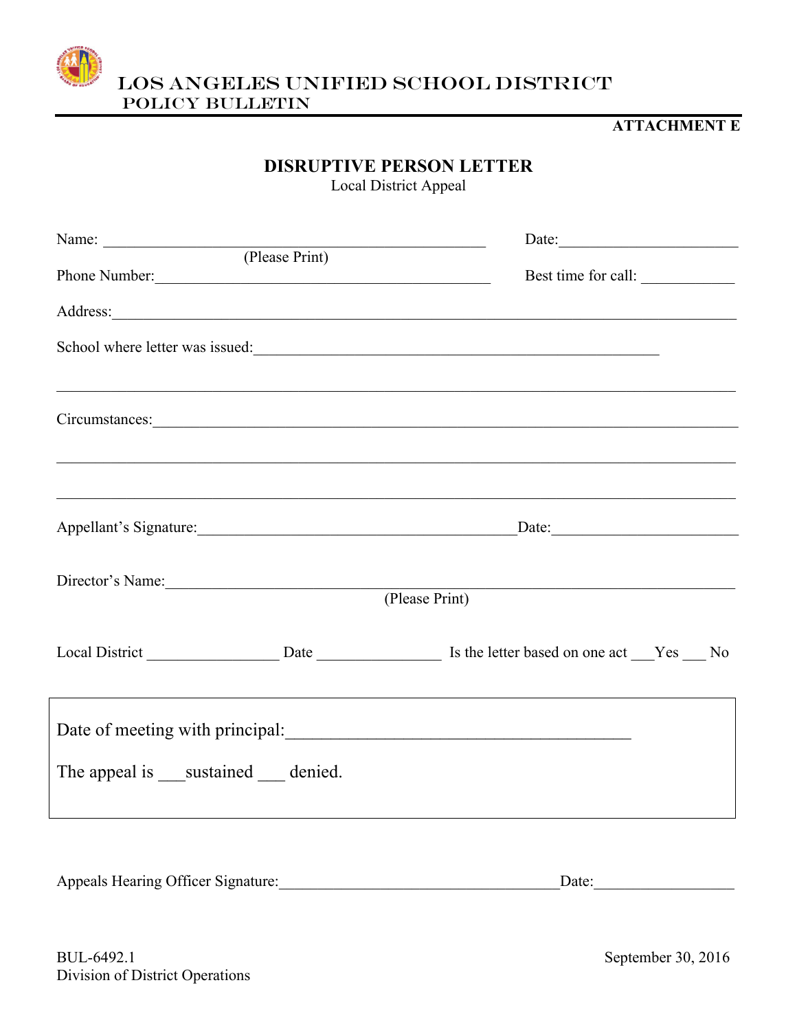**LOS ANGELES UNIFIED SCHOOL DISTRICT**
**POLICY BULLETIN**

**ATTACHMENT E**

## DISRUPTIVE PERSON LETTER

Local District Appeal

Name: ______________________________________________ Date:______________________
(Please Print)

Phone Number:_________________________________________ Best time for call: ___________

Address:_____________________________________________________________________________

School where letter was issued:____________________________________________________

_____________________________________________________________________________________

Circumstances:_______________________________________________________________________

_____________________________________________________________________________________

_____________________________________________________________________________________

Appellant's Signature:______________________________________Date:______________________

Director's Name:_______________________________________________________________________
(Please Print)

Local District ________________ Date _______________ Is the letter based on one act ___Yes ___ No

Date of meeting with principal:_____________________________________

The appeal is ___sustained ___ denied.

Appeals Hearing Officer Signature:___________________________________Date:_________________

BUL-6492.1
Division of District Operations

September 30, 2016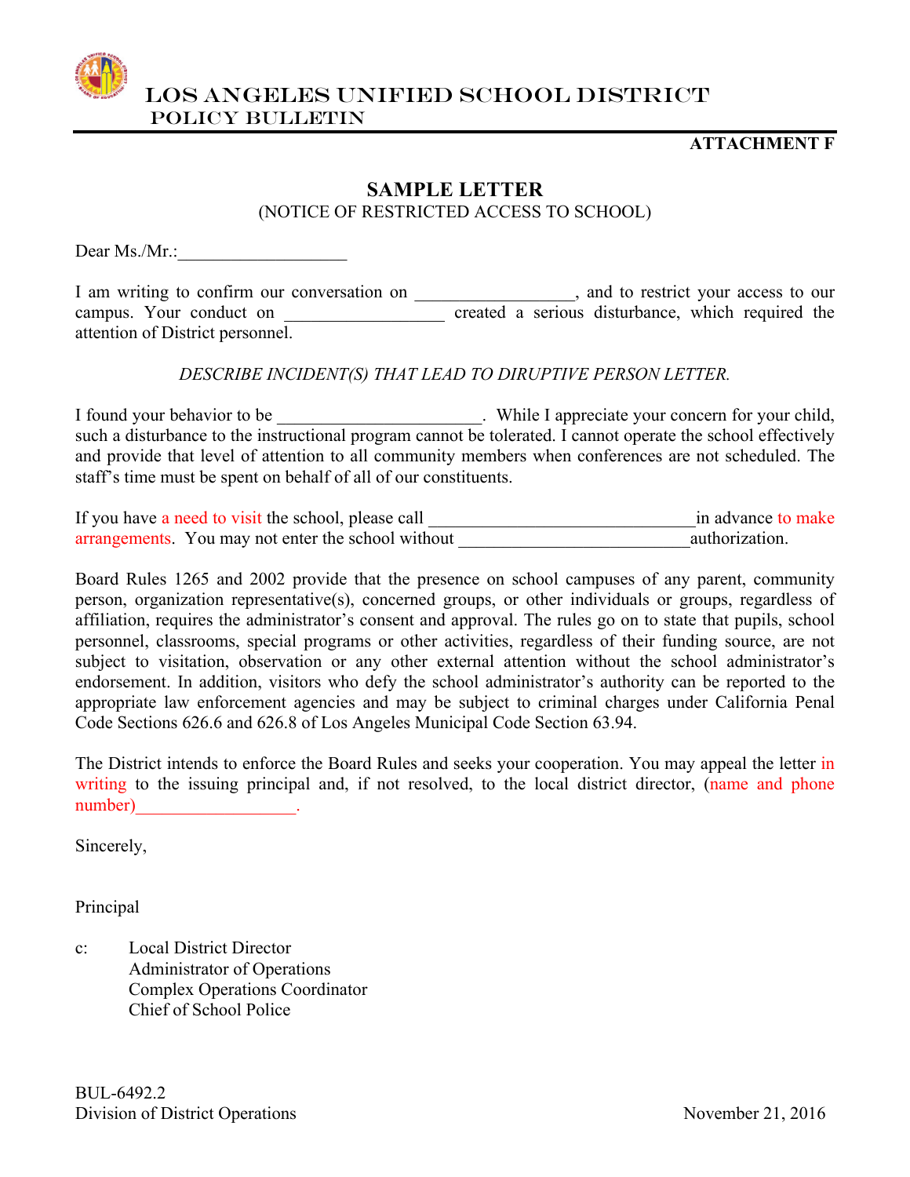# LOS ANGELES UNIFIED SCHOOL DISTRICT
## POLICY BULLETIN

**ATTACHMENT F**

**SAMPLE LETTER**
(NOTICE OF RESTRICTED ACCESS TO SCHOOL)

Dear Ms./Mr.:___________________

I am writing to confirm our conversation on _________________, and to restrict your access to our campus. Your conduct on _________________ created a serious disturbance, which required the attention of District personnel.

*DESCRIBE INCIDENT(S) THAT LEAD TO DIRUPTIVE PERSON LETTER.*

I found your behavior to be ______________________. While I appreciate your concern for your child, such a disturbance to the instructional program cannot be tolerated. I cannot operate the school effectively and provide that level of attention to all community members when conferences are not scheduled. The staff's time must be spent on behalf of all of our constituents.

If you have a need to visit the school, please call ______________________________in advance to make arrangements. You may not enter the school without __________________________authorization.

Board Rules 1265 and 2002 provide that the presence on school campuses of any parent, community person, organization representative(s), concerned groups, or other individuals or groups, regardless of affiliation, requires the administrator's consent and approval. The rules go on to state that pupils, school personnel, classrooms, special programs or other activities, regardless of their funding source, are not subject to visitation, observation or any other external attention without the school administrator's endorsement. In addition, visitors who defy the school administrator's authority can be reported to the appropriate law enforcement agencies and may be subject to criminal charges under California Penal Code Sections 626.6 and 626.8 of Los Angeles Municipal Code Section 63.94.

The District intends to enforce the Board Rules and seeks your cooperation. You may appeal the letter in writing to the issuing principal and, if not resolved, to the local district director, (name and phone number)__________________.

Sincerely,

Principal

c: Local District Director
Administrator of Operations
Complex Operations Coordinator
Chief of School Police

BUL-6492.2
Division of District Operations

November 21, 2016